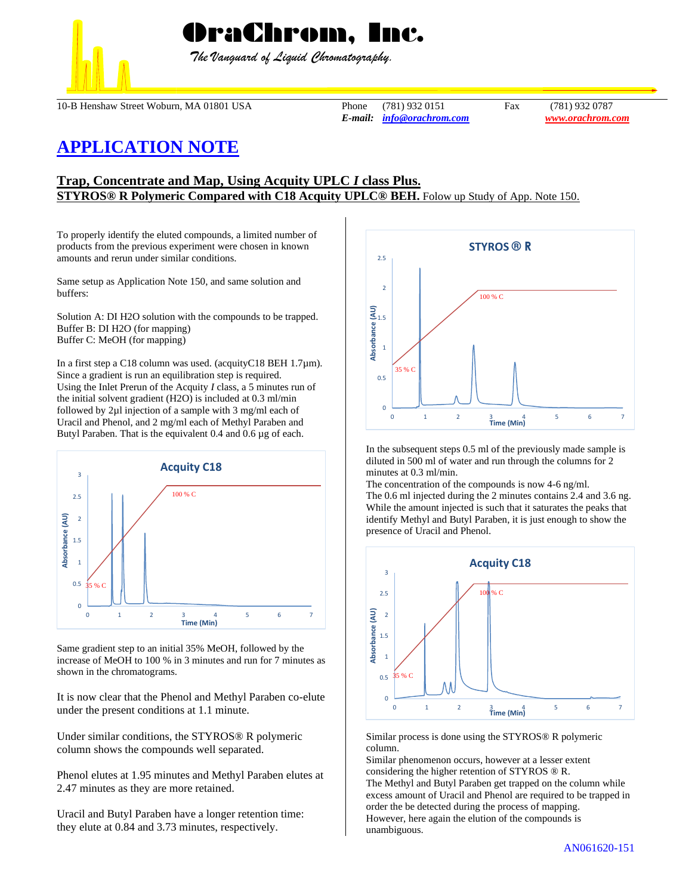# OraChrom, Inc.

*The Vanguard of Liquid Chromatography.*

10-B Henshaw Street Woburn, MA 01801 USA

Phone (781) 932 0151 Fax (781) 932 0787

*E-mail:* info@orachrom.com www.orachrom.com

# APPLICATION NOTE

## Trap, Concentrate and Map, Using Acquity UPLC *I* class Plus.

**STYROS® R Polymeric Compared with C18 Acquity UPLC® BEH.** Folow up Study of App. Note 150.

To properly identify the eluted compounds, a limited number of products from the previous experiment were chosen in known amounts and rerun under similar conditions.

Same setup as Application Note 150, and same solution and buffers:

Solution A: DI H2O solution with the compounds to be trapped.
Buffer B: DI H2O (for mapping)
Buffer C: MeOH (for mapping)

In a first step a C18 column was used. (acquityC18 BEH 1.7µm). Since a gradient is run an equilibration step is required. Using the Inlet Prerun of the Acquity *I* class, a 5 minutes run of the initial solvent gradient (H2O) is included at 0.3 ml/min followed by 2µl injection of a sample with 3 mg/ml each of Uracil and Phenol, and 2 mg/ml each of Methyl Paraben and Butyl Paraben. That is the equivalent 0.4 and 0.6 µg of each.

Same gradient step to an initial 35% MeOH, followed by the increase of MeOH to 100 % in 3 minutes and run for 7 minutes as shown in the chromatograms.

It is now clear that the Phenol and Methyl Paraben co-elute under the present conditions at 1.1 minute.

Under similar conditions, the STYROS® R polymeric column shows the compounds well separated.

Phenol elutes at 1.95 minutes and Methyl Paraben elutes at 2.47 minutes as they are more retained.

Uracil and Butyl Paraben have a longer retention time: they elute at 0.84 and 3.73 minutes, respectively.

In the subsequent steps 0.5 ml of the previously made sample is diluted in 500 ml of water and run through the columns for 2 minutes at 0.3 ml/min.
The concentration of the compounds is now 4-6 ng/ml.
The 0.6 ml injected during the 2 minutes contains 2.4 and 3.6 ng.
While the amount injected is such that it saturates the peaks that identify Methyl and Butyl Paraben, it is just enough to show the presence of Uracil and Phenol.

Similar process is done using the STYROS® R polymeric column.
Similar phenomenon occurs, however at a lesser extent considering the higher retention of STYROS ® R.
The Methyl and Butyl Paraben get trapped on the column while excess amount of Uracil and Phenol are required to be trapped in order the be detected during the process of mapping.
However, here again the elution of the compounds is unambiguous.

AN061620-151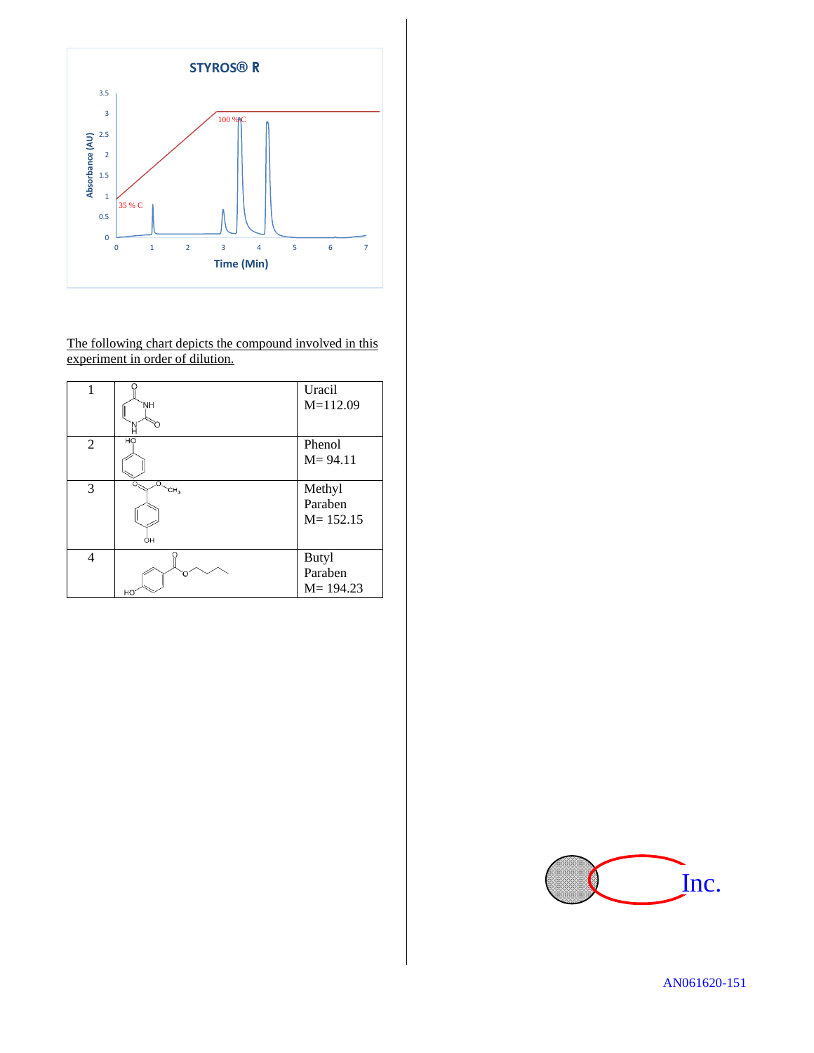STYROS® R

Absorbance (AU)

3.5
3
2.5
2
1.5
1
0.5
0

100 % C

35 % C

0 1 2 3 4 5 6 7

Time (Min)

The following chart depicts the compound involved in this experiment in order of dilution.

| | | |
|---|---|---|
| 1 | | Uracil M=112.09 |
| 2 | | Phenol M= 94.11 |
| 3 | | Methyl Paraben M= 152.15 |
| 4 | | Butyl Paraben M= 194.23 |

Inc.

AN061620-151